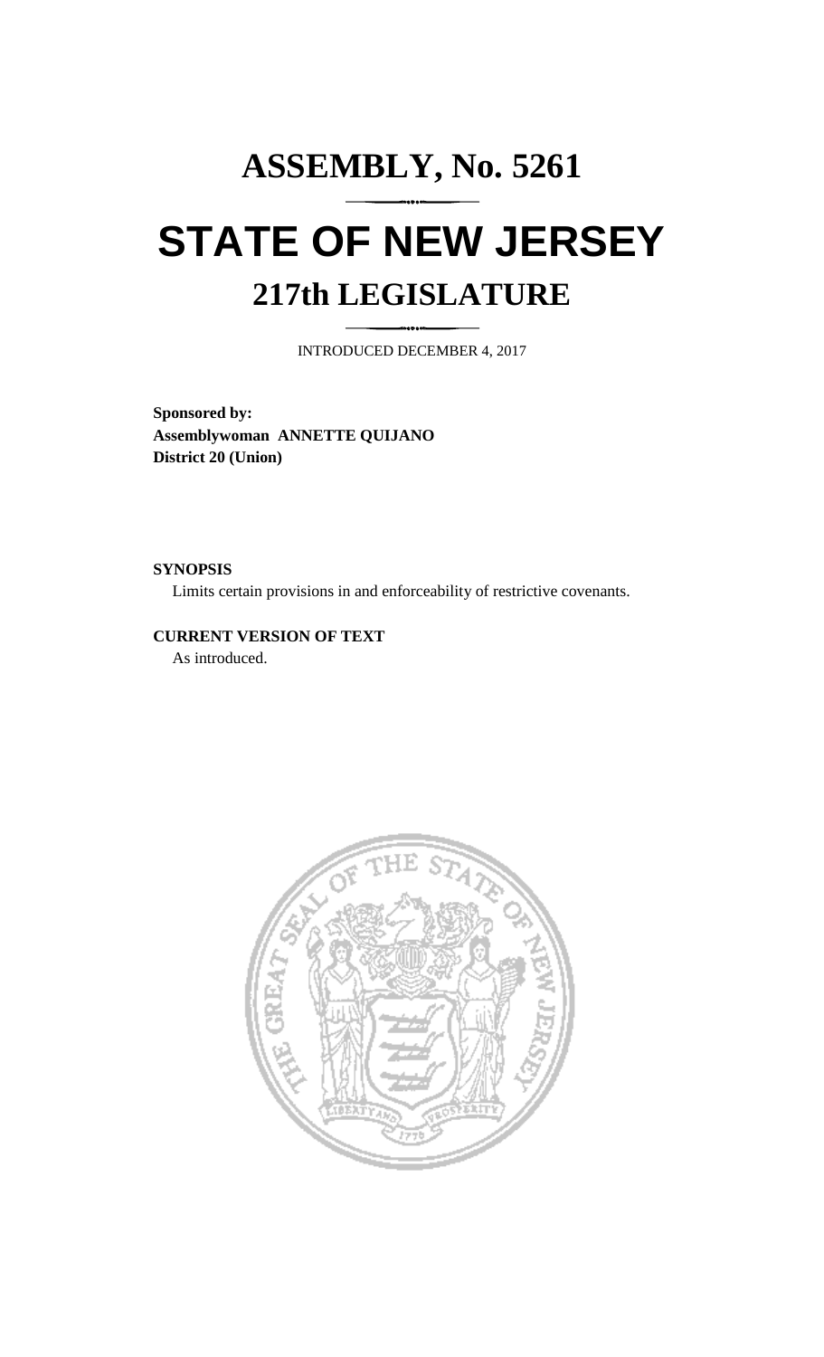# ASSEMBLY, No. 5261

# STATE OF NEW JERSEY

## 217th LEGISLATURE

INTRODUCED DECEMBER 4, 2017

**Sponsored by:**
**Assemblywoman ANNETTE QUIJANO**
**District 20 (Union)**

**SYNOPSIS**

Limits certain provisions in and enforceability of restrictive covenants.

**CURRENT VERSION OF TEXT**

As introduced.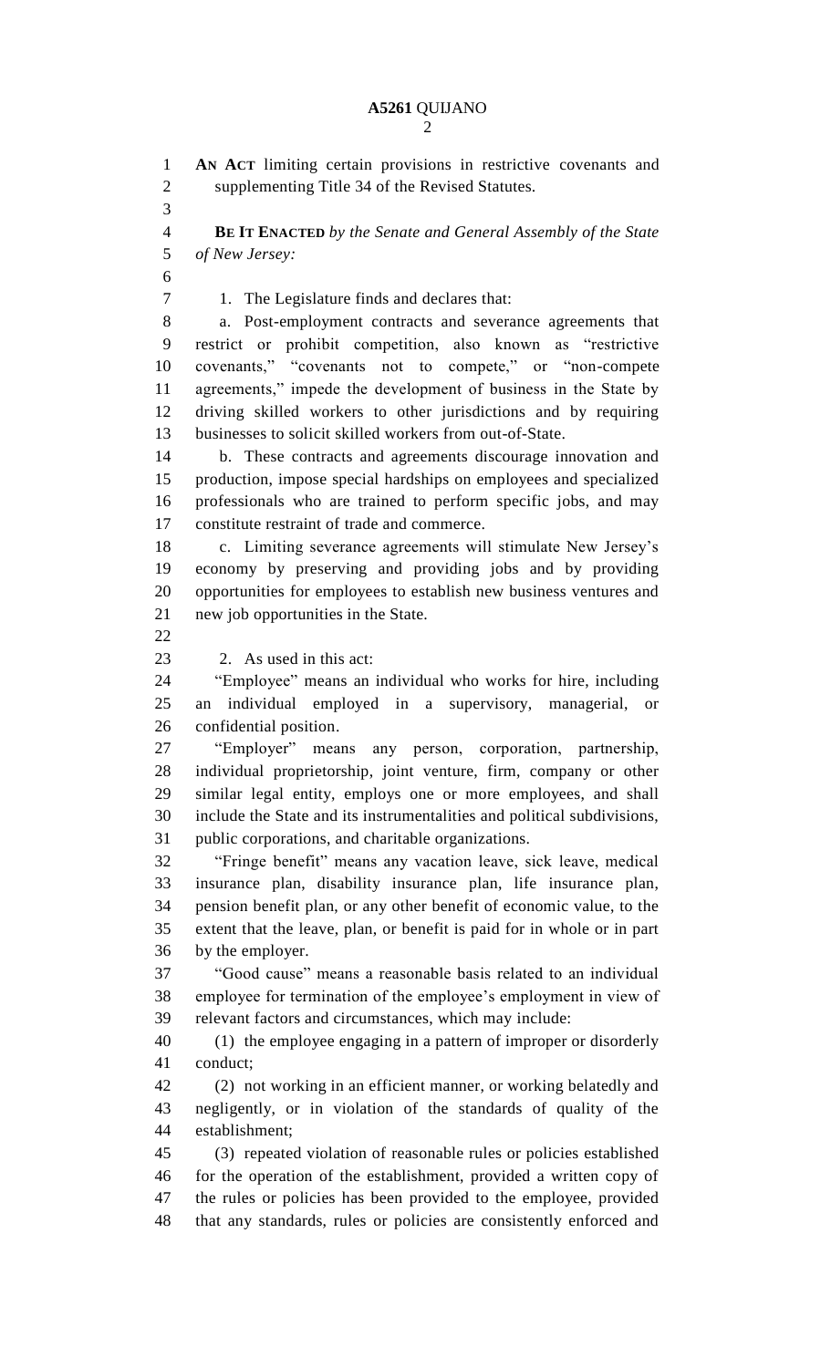**AN ACT** limiting certain provisions in restrictive covenants and supplementing Title 34 of the Revised Statutes.

**BE IT ENACTED** *by the Senate and General Assembly of the State of New Jersey:*

1. The Legislature finds and declares that:

a. Post-employment contracts and severance agreements that restrict or prohibit competition, also known as "restrictive covenants," "covenants not to compete," or "non-compete agreements," impede the development of business in the State by driving skilled workers to other jurisdictions and by requiring businesses to solicit skilled workers from out-of-State.

b. These contracts and agreements discourage innovation and production, impose special hardships on employees and specialized professionals who are trained to perform specific jobs, and may constitute restraint of trade and commerce.

c. Limiting severance agreements will stimulate New Jersey's economy by preserving and providing jobs and by providing opportunities for employees to establish new business ventures and new job opportunities in the State.

2. As used in this act:

"Employee" means an individual who works for hire, including an individual employed in a supervisory, managerial, or confidential position.

"Employer" means any person, corporation, partnership, individual proprietorship, joint venture, firm, company or other similar legal entity, employs one or more employees, and shall include the State and its instrumentalities and political subdivisions, public corporations, and charitable organizations.

"Fringe benefit" means any vacation leave, sick leave, medical insurance plan, disability insurance plan, life insurance plan, pension benefit plan, or any other benefit of economic value, to the extent that the leave, plan, or benefit is paid for in whole or in part by the employer.

"Good cause" means a reasonable basis related to an individual employee for termination of the employee's employment in view of relevant factors and circumstances, which may include:

(1) the employee engaging in a pattern of improper or disorderly conduct;

(2) not working in an efficient manner, or working belatedly and negligently, or in violation of the standards of quality of the establishment;

(3) repeated violation of reasonable rules or policies established for the operation of the establishment, provided a written copy of the rules or policies has been provided to the employee, provided that any standards, rules or policies are consistently enforced and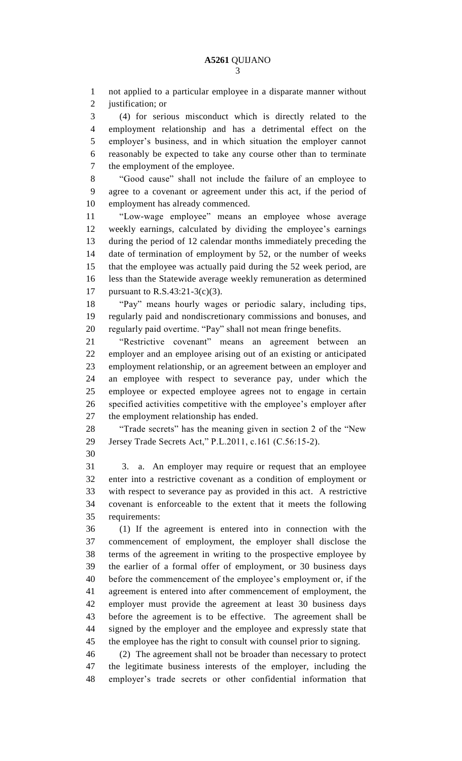not applied to a particular employee in a disparate manner without justification; or

(4) for serious misconduct which is directly related to the employment relationship and has a detrimental effect on the employer's business, and in which situation the employer cannot reasonably be expected to take any course other than to terminate the employment of the employee.

"Good cause" shall not include the failure of an employee to agree to a covenant or agreement under this act, if the period of employment has already commenced.

"Low-wage employee" means an employee whose average weekly earnings, calculated by dividing the employee's earnings during the period of 12 calendar months immediately preceding the date of termination of employment by 52, or the number of weeks that the employee was actually paid during the 52 week period, are less than the Statewide average weekly remuneration as determined pursuant to R.S.43:21-3(c)(3).

"Pay" means hourly wages or periodic salary, including tips, regularly paid and nondiscretionary commissions and bonuses, and regularly paid overtime. "Pay" shall not mean fringe benefits.

"Restrictive covenant" means an agreement between an employer and an employee arising out of an existing or anticipated employment relationship, or an agreement between an employer and an employee with respect to severance pay, under which the employee or expected employee agrees not to engage in certain specified activities competitive with the employee's employer after the employment relationship has ended.

"Trade secrets" has the meaning given in section 2 of the "New Jersey Trade Secrets Act," P.L.2011, c.161 (C.56:15-2).

3. a. An employer may require or request that an employee enter into a restrictive covenant as a condition of employment or with respect to severance pay as provided in this act. A restrictive covenant is enforceable to the extent that it meets the following requirements:

(1) If the agreement is entered into in connection with the commencement of employment, the employer shall disclose the terms of the agreement in writing to the prospective employee by the earlier of a formal offer of employment, or 30 business days before the commencement of the employee's employment or, if the agreement is entered into after commencement of employment, the employer must provide the agreement at least 30 business days before the agreement is to be effective. The agreement shall be signed by the employer and the employee and expressly state that the employee has the right to consult with counsel prior to signing.

(2) The agreement shall not be broader than necessary to protect the legitimate business interests of the employer, including the employer's trade secrets or other confidential information that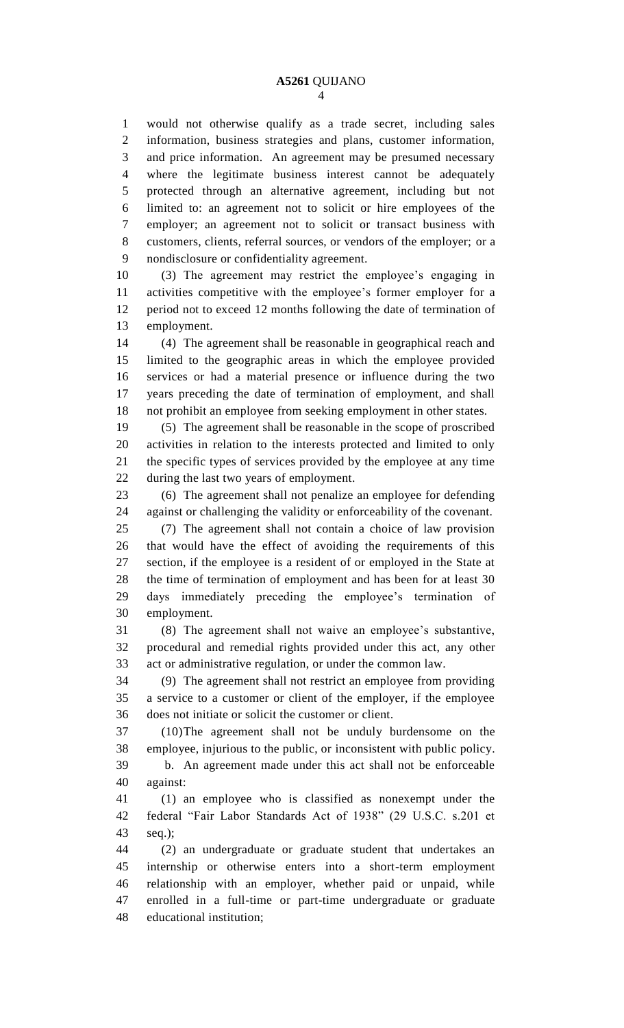would not otherwise qualify as a trade secret, including sales information, business strategies and plans, customer information, and price information. An agreement may be presumed necessary where the legitimate business interest cannot be adequately protected through an alternative agreement, including but not limited to: an agreement not to solicit or hire employees of the employer; an agreement not to solicit or transact business with customers, clients, referral sources, or vendors of the employer; or a nondisclosure or confidentiality agreement.

(3) The agreement may restrict the employee's engaging in activities competitive with the employee's former employer for a period not to exceed 12 months following the date of termination of employment.

(4) The agreement shall be reasonable in geographical reach and limited to the geographic areas in which the employee provided services or had a material presence or influence during the two years preceding the date of termination of employment, and shall not prohibit an employee from seeking employment in other states.

(5) The agreement shall be reasonable in the scope of proscribed activities in relation to the interests protected and limited to only the specific types of services provided by the employee at any time during the last two years of employment.

(6) The agreement shall not penalize an employee for defending against or challenging the validity or enforceability of the covenant.

(7) The agreement shall not contain a choice of law provision that would have the effect of avoiding the requirements of this section, if the employee is a resident of or employed in the State at the time of termination of employment and has been for at least 30 days immediately preceding the employee's termination of employment.

(8) The agreement shall not waive an employee's substantive, procedural and remedial rights provided under this act, any other act or administrative regulation, or under the common law.

(9) The agreement shall not restrict an employee from providing a service to a customer or client of the employer, if the employee does not initiate or solicit the customer or client.

(10) The agreement shall not be unduly burdensome on the employee, injurious to the public, or inconsistent with public policy.

b. An agreement made under this act shall not be enforceable against:

(1) an employee who is classified as nonexempt under the federal "Fair Labor Standards Act of 1938" (29 U.S.C. s.201 et seq.);

(2) an undergraduate or graduate student that undertakes an internship or otherwise enters into a short-term employment relationship with an employer, whether paid or unpaid, while enrolled in a full-time or part-time undergraduate or graduate educational institution;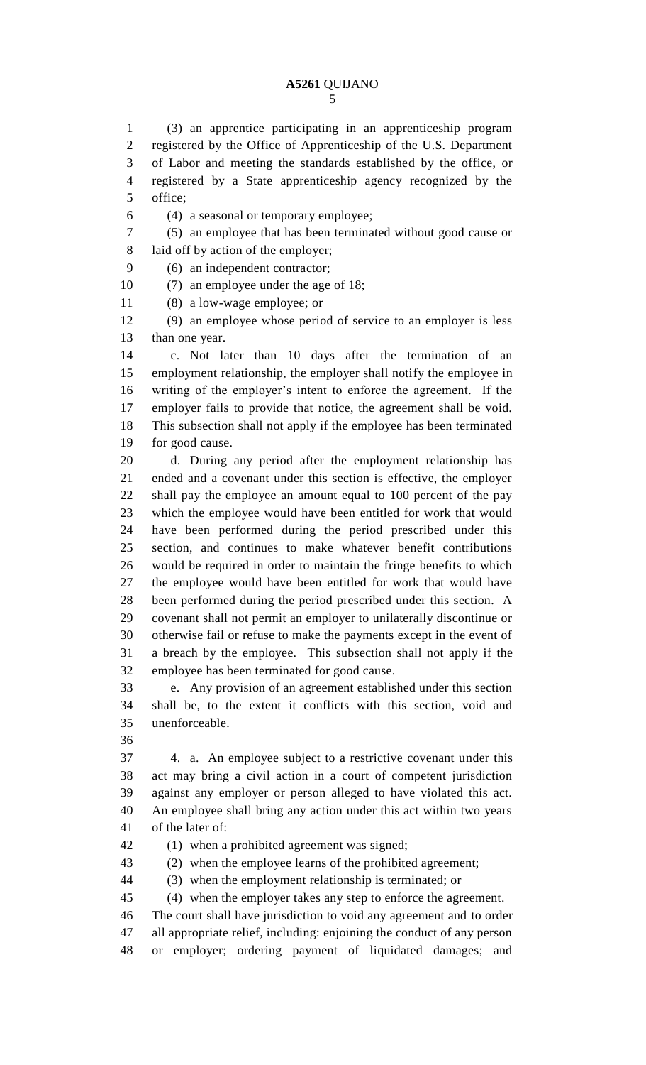(3) an apprentice participating in an apprenticeship program registered by the Office of Apprenticeship of the U.S. Department of Labor and meeting the standards established by the office, or registered by a State apprenticeship agency recognized by the office;

(4) a seasonal or temporary employee;

(5) an employee that has been terminated without good cause or laid off by action of the employer;

(6) an independent contractor;

(7) an employee under the age of 18;

(8) a low-wage employee; or

(9) an employee whose period of service to an employer is less than one year.

c. Not later than 10 days after the termination of an employment relationship, the employer shall notify the employee in writing of the employer's intent to enforce the agreement. If the employer fails to provide that notice, the agreement shall be void. This subsection shall not apply if the employee has been terminated for good cause.

d. During any period after the employment relationship has ended and a covenant under this section is effective, the employer shall pay the employee an amount equal to 100 percent of the pay which the employee would have been entitled for work that would have been performed during the period prescribed under this section, and continues to make whatever benefit contributions would be required in order to maintain the fringe benefits to which the employee would have been entitled for work that would have been performed during the period prescribed under this section. A covenant shall not permit an employer to unilaterally discontinue or otherwise fail or refuse to make the payments except in the event of a breach by the employee. This subsection shall not apply if the employee has been terminated for good cause.

e. Any provision of an agreement established under this section shall be, to the extent it conflicts with this section, void and unenforceable.

4. a. An employee subject to a restrictive covenant under this act may bring a civil action in a court of competent jurisdiction against any employer or person alleged to have violated this act. An employee shall bring any action under this act within two years of the later of:

(1) when a prohibited agreement was signed;

(2) when the employee learns of the prohibited agreement;

(3) when the employment relationship is terminated; or

(4) when the employer takes any step to enforce the agreement.

The court shall have jurisdiction to void any agreement and to order all appropriate relief, including: enjoining the conduct of any person or employer; ordering payment of liquidated damages; and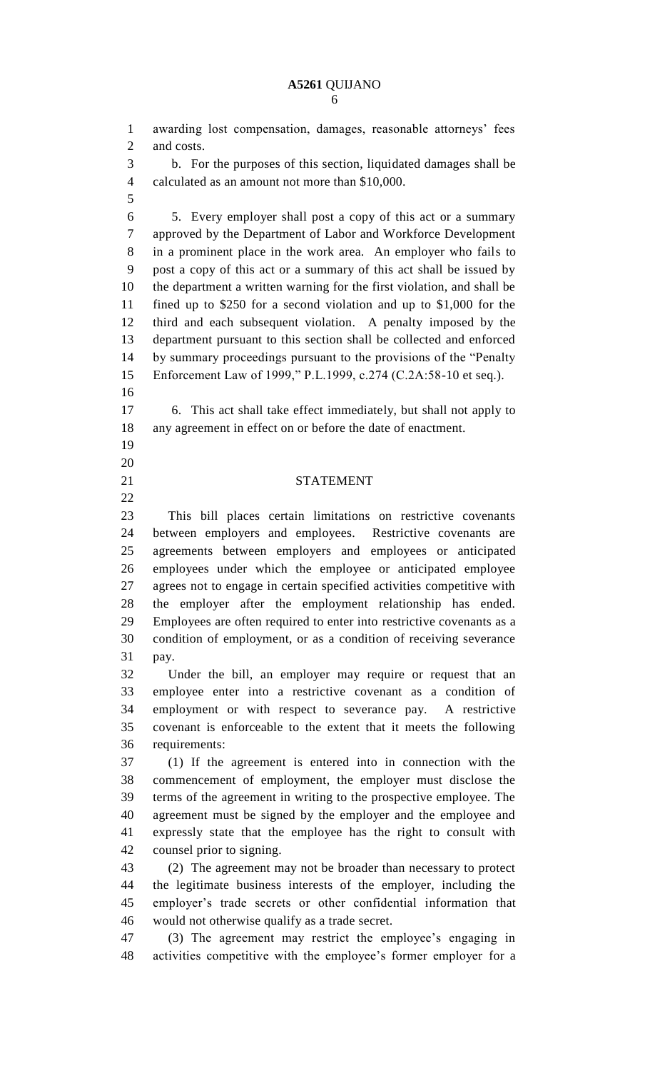awarding lost compensation, damages, reasonable attorneys' fees and costs.

b. For the purposes of this section, liquidated damages shall be calculated as an amount not more than $10,000.

5. Every employer shall post a copy of this act or a summary approved by the Department of Labor and Workforce Development in a prominent place in the work area. An employer who fails to post a copy of this act or a summary of this act shall be issued by the department a written warning for the first violation, and shall be fined up to $250 for a second violation and up to $1,000 for the third and each subsequent violation. A penalty imposed by the department pursuant to this section shall be collected and enforced by summary proceedings pursuant to the provisions of the "Penalty Enforcement Law of 1999," P.L.1999, c.274 (C.2A:58-10 et seq.).

6. This act shall take effect immediately, but shall not apply to any agreement in effect on or before the date of enactment.

## STATEMENT

This bill places certain limitations on restrictive covenants between employers and employees. Restrictive covenants are agreements between employers and employees or anticipated employees under which the employee or anticipated employee agrees not to engage in certain specified activities competitive with the employer after the employment relationship has ended. Employees are often required to enter into restrictive covenants as a condition of employment, or as a condition of receiving severance pay.

Under the bill, an employer may require or request that an employee enter into a restrictive covenant as a condition of employment or with respect to severance pay. A restrictive covenant is enforceable to the extent that it meets the following requirements:

(1) If the agreement is entered into in connection with the commencement of employment, the employer must disclose the terms of the agreement in writing to the prospective employee. The agreement must be signed by the employer and the employee and expressly state that the employee has the right to consult with counsel prior to signing.

(2) The agreement may not be broader than necessary to protect the legitimate business interests of the employer, including the employer's trade secrets or other confidential information that would not otherwise qualify as a trade secret.

(3) The agreement may restrict the employee's engaging in activities competitive with the employee's former employer for a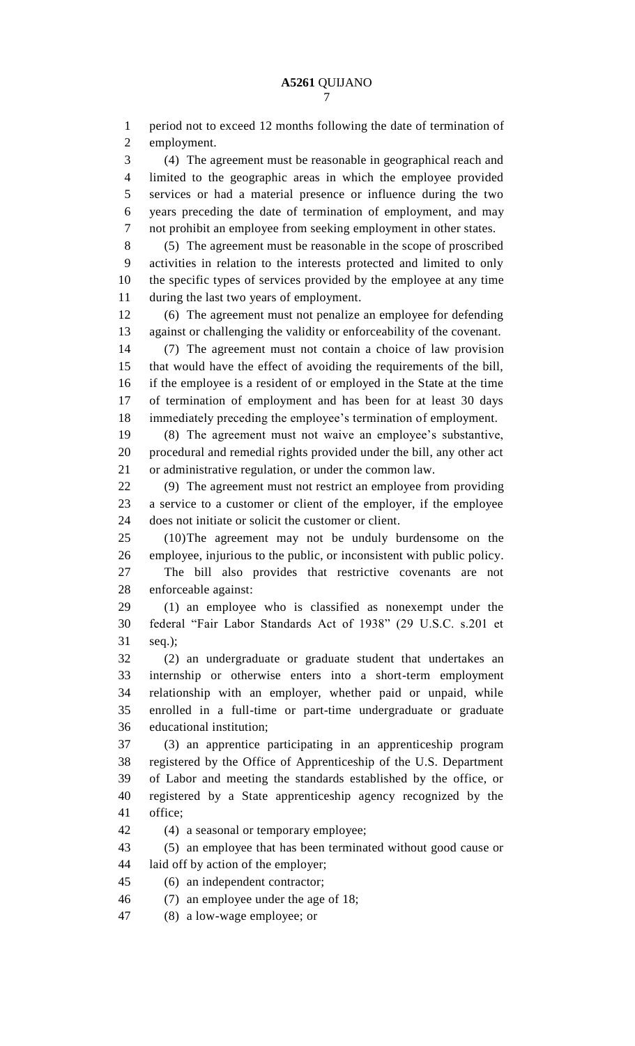period not to exceed 12 months following the date of termination of employment.

(4) The agreement must be reasonable in geographical reach and limited to the geographic areas in which the employee provided services or had a material presence or influence during the two years preceding the date of termination of employment, and may not prohibit an employee from seeking employment in other states.

(5) The agreement must be reasonable in the scope of proscribed activities in relation to the interests protected and limited to only the specific types of services provided by the employee at any time during the last two years of employment.

(6) The agreement must not penalize an employee for defending against or challenging the validity or enforceability of the covenant.

(7) The agreement must not contain a choice of law provision that would have the effect of avoiding the requirements of the bill, if the employee is a resident of or employed in the State at the time of termination of employment and has been for at least 30 days immediately preceding the employee's termination of employment.

(8) The agreement must not waive an employee's substantive, procedural and remedial rights provided under the bill, any other act or administrative regulation, or under the common law.

(9) The agreement must not restrict an employee from providing a service to a customer or client of the employer, if the employee does not initiate or solicit the customer or client.

(10)The agreement may not be unduly burdensome on the employee, injurious to the public, or inconsistent with public policy.

The bill also provides that restrictive covenants are not enforceable against:

(1) an employee who is classified as nonexempt under the federal "Fair Labor Standards Act of 1938" (29 U.S.C. s.201 et seq.);

(2) an undergraduate or graduate student that undertakes an internship or otherwise enters into a short-term employment relationship with an employer, whether paid or unpaid, while enrolled in a full-time or part-time undergraduate or graduate educational institution;

(3) an apprentice participating in an apprenticeship program registered by the Office of Apprenticeship of the U.S. Department of Labor and meeting the standards established by the office, or registered by a State apprenticeship agency recognized by the office;

(4) a seasonal or temporary employee;

(5) an employee that has been terminated without good cause or laid off by action of the employer;

(6) an independent contractor;

(7) an employee under the age of 18;

(8) a low-wage employee; or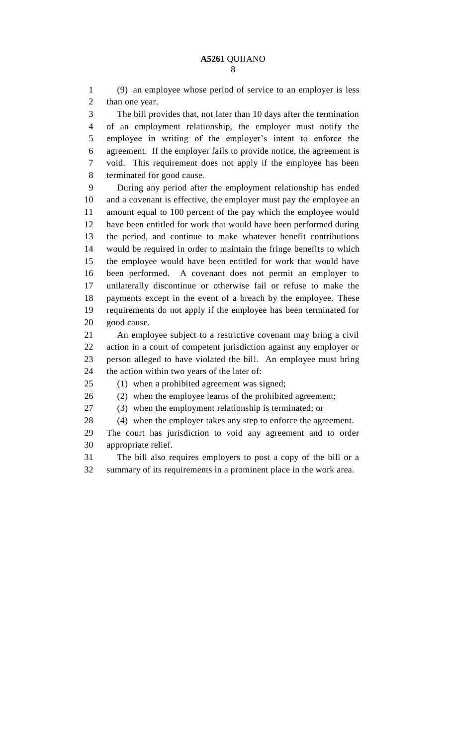(9) an employee whose period of service to an employer is less than one year.

The bill provides that, not later than 10 days after the termination of an employment relationship, the employer must notify the employee in writing of the employer's intent to enforce the agreement. If the employer fails to provide notice, the agreement is void. This requirement does not apply if the employee has been terminated for good cause.

During any period after the employment relationship has ended and a covenant is effective, the employer must pay the employee an amount equal to 100 percent of the pay which the employee would have been entitled for work that would have been performed during the period, and continue to make whatever benefit contributions would be required in order to maintain the fringe benefits to which the employee would have been entitled for work that would have been performed. A covenant does not permit an employer to unilaterally discontinue or otherwise fail or refuse to make the payments except in the event of a breach by the employee. These requirements do not apply if the employee has been terminated for good cause.

An employee subject to a restrictive covenant may bring a civil action in a court of competent jurisdiction against any employer or person alleged to have violated the bill. An employee must bring the action within two years of the later of:

(1) when a prohibited agreement was signed;

(2) when the employee learns of the prohibited agreement;

(3) when the employment relationship is terminated; or

(4) when the employer takes any step to enforce the agreement.

The court has jurisdiction to void any agreement and to order appropriate relief.

The bill also requires employers to post a copy of the bill or a summary of its requirements in a prominent place in the work area.